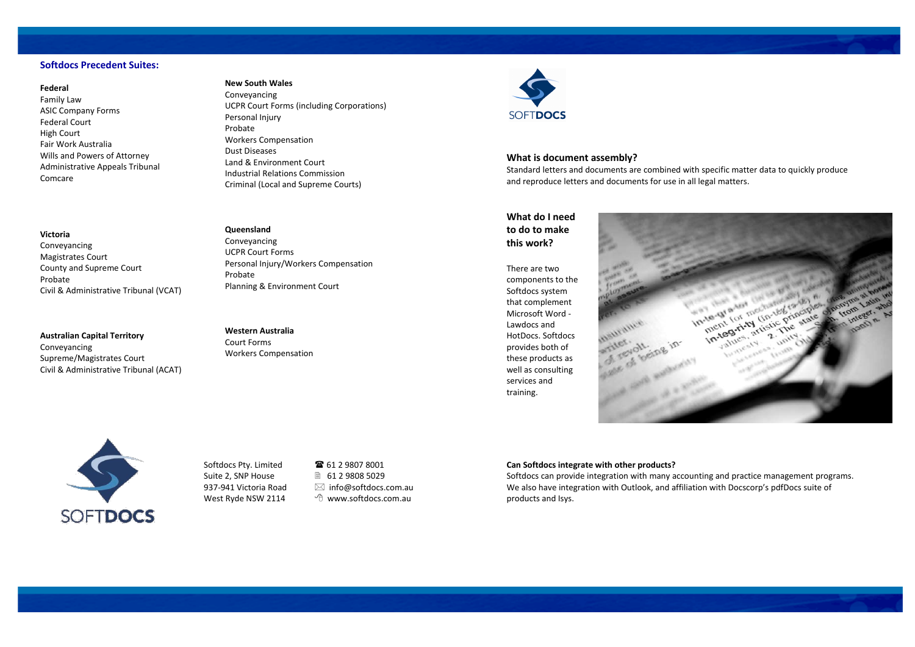## Softdocs Precedent Suites:

**Federal**
Family Law
ASIC Company Forms
Federal Court
High Court
Fair Work Australia
Wills and Powers of Attorney
Administrative Appeals Tribunal
Comcare

**New South Wales**
Conveyancing
UCPR Court Forms (including Corporations)
Personal Injury
Probate
Workers Compensation
Dust Diseases
Land & Environment Court
Industrial Relations Commission
Criminal (Local and Supreme Courts)

**Victoria**
Conveyancing
Magistrates Court
County and Supreme Court
Probate
Civil & Administrative Tribunal (VCAT)

**Queensland**
Conveyancing
UCPR Court Forms
Personal Injury/Workers Compensation
Probate
Planning & Environment Court

**Australian Capital Territory**
Conveyancing
Supreme/Magistrates Court
Civil & Administrative Tribunal (ACAT)

**Western Australia**
Court Forms
Workers Compensation

SOFTDOCS

### What is document assembly?

Standard letters and documents are combined with specific matter data to quickly produce and reproduce letters and documents for use in all legal matters.

### What do I need to do to make this work?

There are two components to the Softdocs system that complement Microsoft Word - Lawdocs and HotDocs. Softdocs provides both of these products as well as consulting services and training.

SOFTDOCS

Softdocs Pty. Limited
Suite 2, SNP House
937-941 Victoria Road
West Ryde NSW 2114

☎ 61 2 9807 8001
61 2 9808 5029
info@softdocs.com.au
www.softdocs.com.au

**Can Softdocs integrate with other products?**

Softdocs can provide integration with many accounting and practice management programs. We also have integration with Outlook, and affiliation with Docscorp's pdfDocs suite of products and Isys.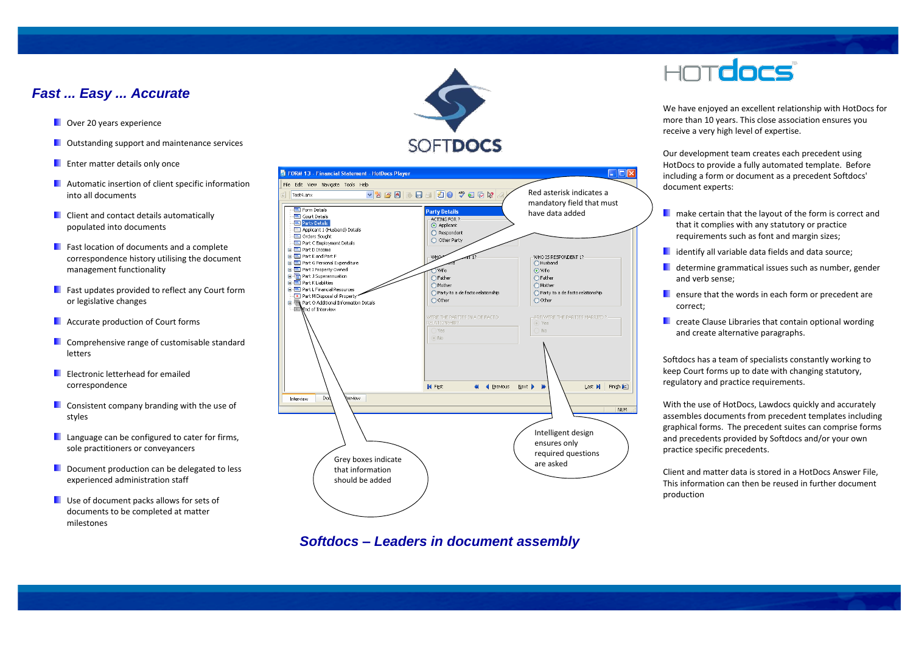## *Fast ... Easy ... Accurate*

- Over 20 years experience
- Outstanding support and maintenance services
- Enter matter details only once
- Automatic insertion of client specific information into all documents
- Client and contact details automatically populated into documents
- Fast location of documents and a complete correspondence history utilising the document management functionality
- Fast updates provided to reflect any Court form or legislative changes
- Accurate production of Court forms
- Comprehensive range of customisable standard letters
- Electronic letterhead for emailed correspondence
- Consistent company branding with the use of styles
- Language can be configured to cater for firms, sole practitioners or conveyancers
- Document production can be delegated to less experienced administration staff
- Use of document packs allows for sets of documents to be completed at matter milestones

SOFTDOCS

Red asterisk indicates a mandatory field that must have data added

Grey boxes indicate that information should be added

Intelligent design ensures only required questions are asked

## *Softdocs – Leaders in document assembly*

HOTdocs

We have enjoyed an excellent relationship with HotDocs for more than 10 years. This close association ensures you receive a very high level of expertise.

Our development team creates each precedent using HotDocs to provide a fully automated template. Before including a form or document as a precedent Softdocs' document experts:

- make certain that the layout of the form is correct and that it complies with any statutory or practice requirements such as font and margin sizes;
- identify all variable data fields and data source;
- determine grammatical issues such as number, gender and verb sense;
- ensure that the words in each form or precedent are correct;
- create Clause Libraries that contain optional wording and create alternative paragraphs.

Softdocs has a team of specialists constantly working to keep Court forms up to date with changing statutory, regulatory and practice requirements.

With the use of HotDocs, Lawdocs quickly and accurately assembles documents from precedent templates including graphical forms. The precedent suites can comprise forms and precedents provided by Softdocs and/or your own practice specific precedents.

Client and matter data is stored in a HotDocs Answer File, This information can then be reused in further document production